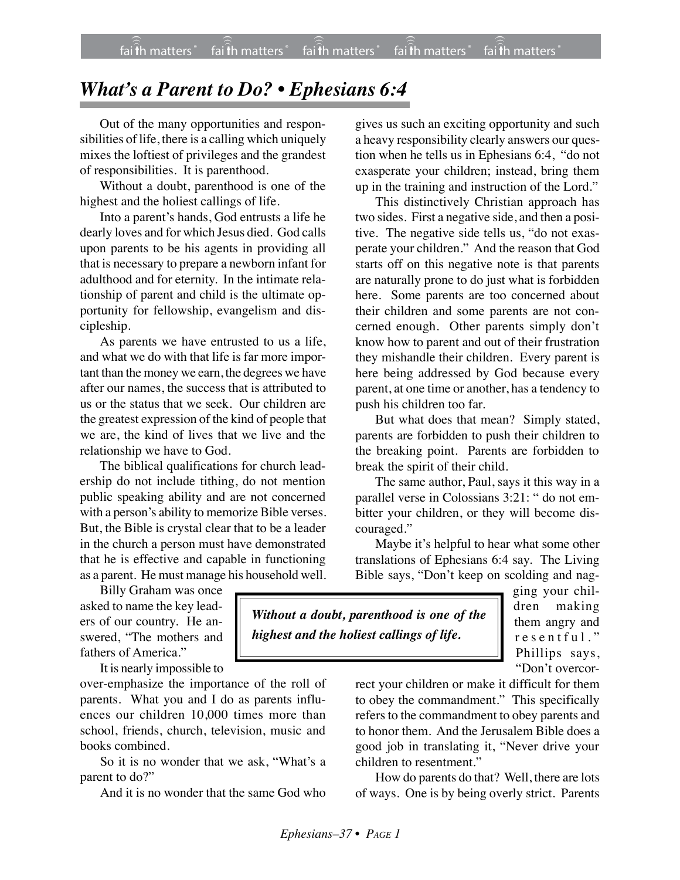# *What's a Parent to Do? • Ephesians 6:4*

Out of the many opportunities and responsibilities of life, there is a calling which uniquely mixes the loftiest of privileges and the grandest of responsibilities. It is parenthood.

Without a doubt, parenthood is one of the highest and the holiest callings of life.

Into a parent's hands, God entrusts a life he dearly loves and for which Jesus died. God calls upon parents to be his agents in providing all that is necessary to prepare a newborn infant for adulthood and for eternity. In the intimate relationship of parent and child is the ultimate opportunity for fellowship, evangelism and discipleship.

As parents we have entrusted to us a life, and what we do with that life is far more important than the money we earn, the degrees we have after our names, the success that is attributed to us or the status that we seek. Our children are the greatest expression of the kind of people that we are, the kind of lives that we live and the relationship we have to God.

The biblical qualifications for church leadership do not include tithing, do not mention public speaking ability and are not concerned with a person's ability to memorize Bible verses. But, the Bible is crystal clear that to be a leader in the church a person must have demonstrated that he is effective and capable in functioning as a parent. He must manage his household well.

Billy Graham was once asked to name the key leaders of our country. He answered, "The mothers and fathers of America."

It is nearly impossible to over-emphasize the importance of the roll of parents. What you and I do as parents influences our children 10,000 times more than school, friends, church, television, music and books combined.

So it is no wonder that we ask, "What's a parent to do?"

And it is no wonder that the same God who gives us such an exciting opportunity and such a heavy responsibility clearly answers our question when he tells us in Ephesians 6:4, "do not exasperate your children; instead, bring them up in the training and instruction of the Lord."

This distinctively Christian approach has two sides. First a negative side, and then a positive. The negative side tells us, "do not exasperate your children." And the reason that God starts off on this negative note is that parents are naturally prone to do just what is forbidden here. Some parents are too concerned about their children and some parents are not concerned enough. Other parents simply don't know how to parent and out of their frustration they mishandle their children. Every parent is here being addressed by God because every parent, at one time or another, has a tendency to push his children too far.

But what does that mean? Simply stated, parents are forbidden to push their children to the breaking point. Parents are forbidden to break the spirit of their child.

The same author, Paul, says it this way in a parallel verse in Colossians 3:21: " do not embitter your children, or they will become discouraged."

Maybe it's helpful to hear what some other translations of Ephesians 6:4 say. The Living Bible says, "Don't keep on scolding and nagging your children making them angry and resentful." Phillips says, "Don't overcorrect your children or make it difficult for them to obey the commandment." This specifically refers to the commandment to obey parents and to honor them. And the Jerusalem Bible does a good job in translating it, "Never drive your children to resentment."

> ***Without a doubt, parenthood is one of the highest and the holiest callings of life.***

How do parents do that? Well, there are lots of ways. One is by being overly strict. Parents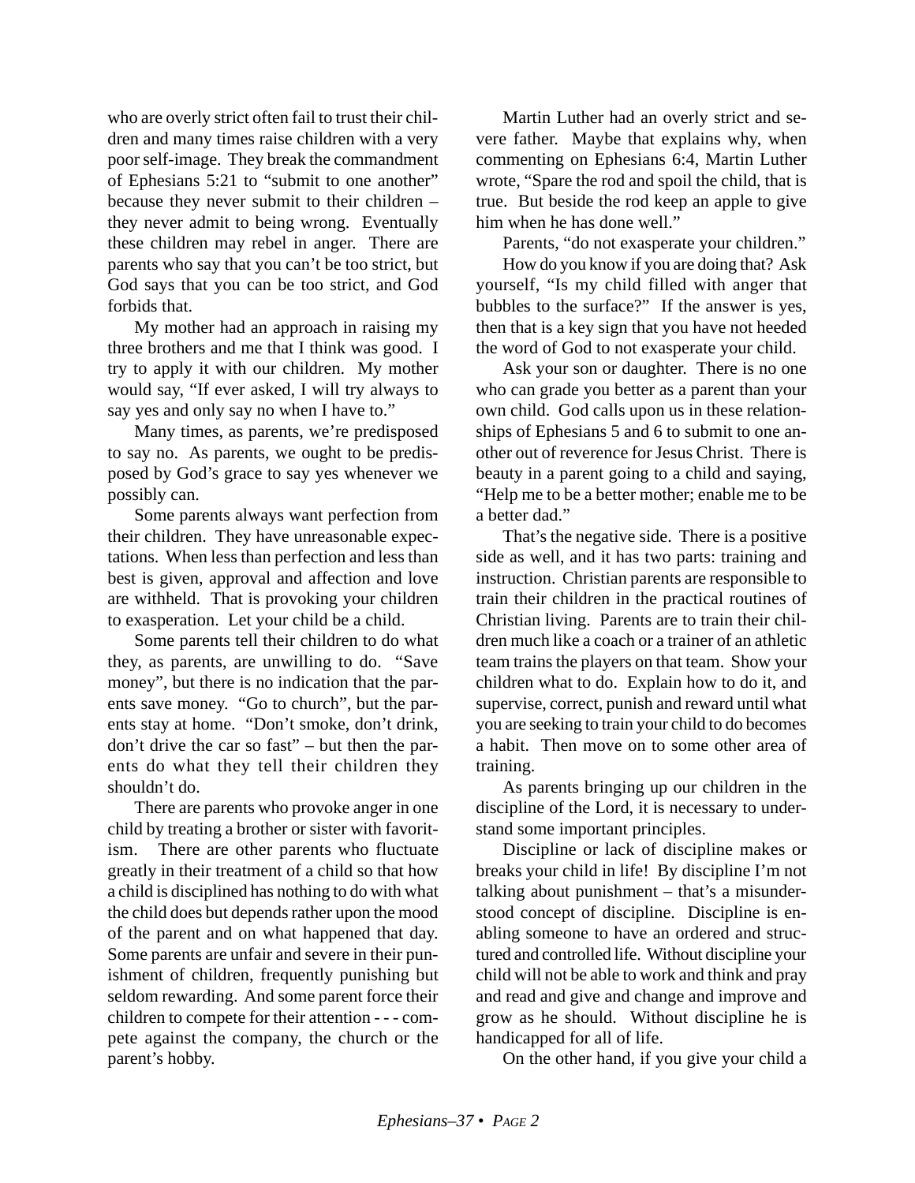who are overly strict often fail to trust their children and many times raise children with a very poor self-image. They break the commandment of Ephesians 5:21 to "submit to one another" because they never submit to their children – they never admit to being wrong. Eventually these children may rebel in anger. There are parents who say that you can't be too strict, but God says that you can be too strict, and God forbids that.

My mother had an approach in raising my three brothers and me that I think was good. I try to apply it with our children. My mother would say, "If ever asked, I will try always to say yes and only say no when I have to."

Many times, as parents, we're predisposed to say no. As parents, we ought to be predisposed by God's grace to say yes whenever we possibly can.

Some parents always want perfection from their children. They have unreasonable expectations. When less than perfection and less than best is given, approval and affection and love are withheld. That is provoking your children to exasperation. Let your child be a child.

Some parents tell their children to do what they, as parents, are unwilling to do. "Save money", but there is no indication that the parents save money. "Go to church", but the parents stay at home. "Don't smoke, don't drink, don't drive the car so fast" – but then the parents do what they tell their children they shouldn't do.

There are parents who provoke anger in one child by treating a brother or sister with favoritism. There are other parents who fluctuate greatly in their treatment of a child so that how a child is disciplined has nothing to do with what the child does but depends rather upon the mood of the parent and on what happened that day. Some parents are unfair and severe in their punishment of children, frequently punishing but seldom rewarding. And some parent force their children to compete for their attention - - - compete against the company, the church or the parent's hobby.

Martin Luther had an overly strict and severe father. Maybe that explains why, when commenting on Ephesians 6:4, Martin Luther wrote, "Spare the rod and spoil the child, that is true. But beside the rod keep an apple to give him when he has done well."

Parents, "do not exasperate your children."

How do you know if you are doing that? Ask yourself, "Is my child filled with anger that bubbles to the surface?" If the answer is yes, then that is a key sign that you have not heeded the word of God to not exasperate your child.

Ask your son or daughter. There is no one who can grade you better as a parent than your own child. God calls upon us in these relationships of Ephesians 5 and 6 to submit to one another out of reverence for Jesus Christ. There is beauty in a parent going to a child and saying, "Help me to be a better mother; enable me to be a better dad."

That's the negative side. There is a positive side as well, and it has two parts: training and instruction. Christian parents are responsible to train their children in the practical routines of Christian living. Parents are to train their children much like a coach or a trainer of an athletic team trains the players on that team. Show your children what to do. Explain how to do it, and supervise, correct, punish and reward until what you are seeking to train your child to do becomes a habit. Then move on to some other area of training.

As parents bringing up our children in the discipline of the Lord, it is necessary to understand some important principles.

Discipline or lack of discipline makes or breaks your child in life! By discipline I'm not talking about punishment – that's a misunderstood concept of discipline. Discipline is enabling someone to have an ordered and structured and controlled life. Without discipline your child will not be able to work and think and pray and read and give and change and improve and grow as he should. Without discipline he is handicapped for all of life.

On the other hand, if you give your child a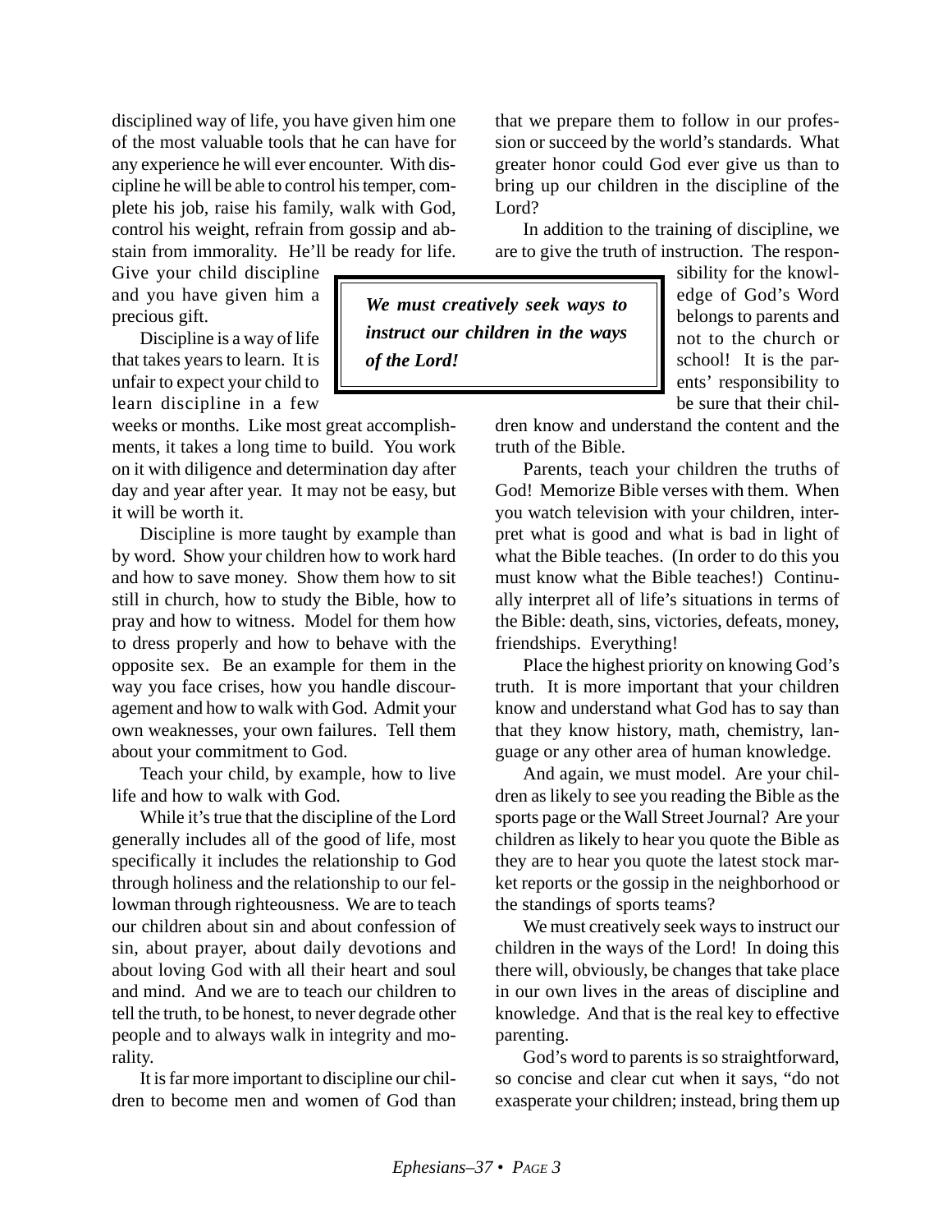disciplined way of life, you have given him one of the most valuable tools that he can have for any experience he will ever encounter. With discipline he will be able to control his temper, complete his job, raise his family, walk with God, control his weight, refrain from gossip and abstain from immorality. He'll be ready for life. Give your child discipline and you have given him a precious gift.

Discipline is a way of life that takes years to learn. It is unfair to expect your child to learn discipline in a few weeks or months. Like most great accomplishments, it takes a long time to build. You work on it with diligence and determination day after day and year after year. It may not be easy, but it will be worth it.

Discipline is more taught by example than by word. Show your children how to work hard and how to save money. Show them how to sit still in church, how to study the Bible, how to pray and how to witness. Model for them how to dress properly and how to behave with the opposite sex. Be an example for them in the way you face crises, how you handle discouragement and how to walk with God. Admit your own weaknesses, your own failures. Tell them about your commitment to God.

Teach your child, by example, how to live life and how to walk with God.

While it's true that the discipline of the Lord generally includes all of the good of life, most specifically it includes the relationship to God through holiness and the relationship to our fellowman through righteousness. We are to teach our children about sin and about confession of sin, about prayer, about daily devotions and about loving God with all their heart and soul and mind. And we are to teach our children to tell the truth, to be honest, to never degrade other people and to always walk in integrity and morality.

It is far more important to discipline our children to become men and women of God than that we prepare them to follow in our profession or succeed by the world's standards. What greater honor could God ever give us than to bring up our children in the discipline of the Lord?

In addition to the training of discipline, we are to give the truth of instruction. The responsibility for the knowledge of God's Word belongs to parents and not to the church or school! It is the parents' responsibility to be sure that their children know and understand the content and the truth of the Bible.

> ***We must creatively seek ways to instruct our children in the ways of the Lord!***

Parents, teach your children the truths of God! Memorize Bible verses with them. When you watch television with your children, interpret what is good and what is bad in light of what the Bible teaches. (In order to do this you must know what the Bible teaches!) Continually interpret all of life's situations in terms of the Bible: death, sins, victories, defeats, money, friendships. Everything!

Place the highest priority on knowing God's truth. It is more important that your children know and understand what God has to say than that they know history, math, chemistry, language or any other area of human knowledge.

And again, we must model. Are your children as likely to see you reading the Bible as the sports page or the Wall Street Journal? Are your children as likely to hear you quote the Bible as they are to hear you quote the latest stock market reports or the gossip in the neighborhood or the standings of sports teams?

We must creatively seek ways to instruct our children in the ways of the Lord! In doing this there will, obviously, be changes that take place in our own lives in the areas of discipline and knowledge. And that is the real key to effective parenting.

God's word to parents is so straightforward, so concise and clear cut when it says, "do not exasperate your children; instead, bring them up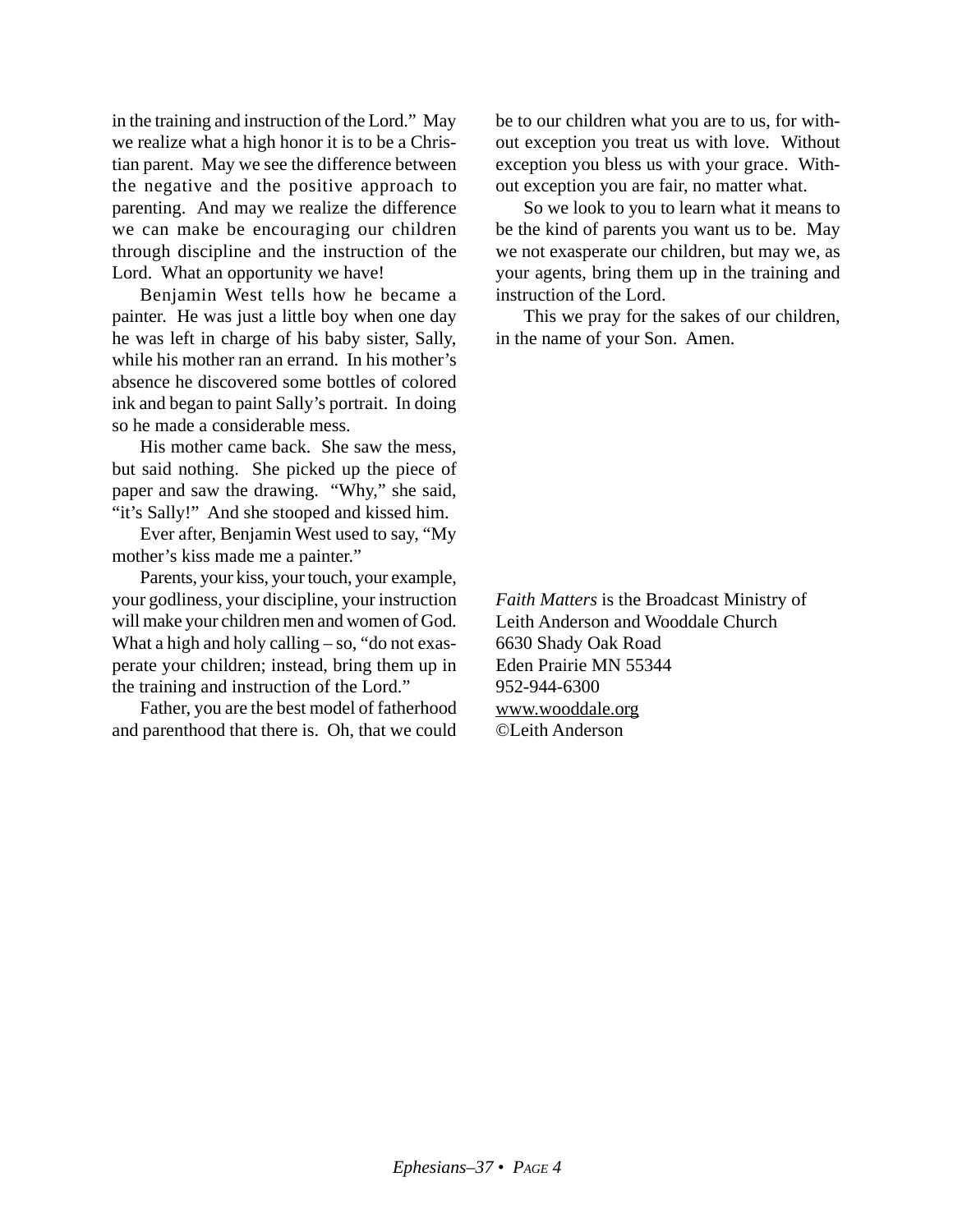in the training and instruction of the Lord." May we realize what a high honor it is to be a Christian parent. May we see the difference between the negative and the positive approach to parenting. And may we realize the difference we can make be encouraging our children through discipline and the instruction of the Lord. What an opportunity we have!

Benjamin West tells how he became a painter. He was just a little boy when one day he was left in charge of his baby sister, Sally, while his mother ran an errand. In his mother's absence he discovered some bottles of colored ink and began to paint Sally's portrait. In doing so he made a considerable mess.

His mother came back. She saw the mess, but said nothing. She picked up the piece of paper and saw the drawing. "Why," she said, "it's Sally!" And she stooped and kissed him.

Ever after, Benjamin West used to say, "My mother's kiss made me a painter."

Parents, your kiss, your touch, your example, your godliness, your discipline, your instruction will make your children men and women of God. What a high and holy calling – so, "do not exasperate your children; instead, bring them up in the training and instruction of the Lord."

Father, you are the best model of fatherhood and parenthood that there is. Oh, that we could be to our children what you are to us, for without exception you treat us with love. Without exception you bless us with your grace. Without exception you are fair, no matter what.

So we look to you to learn what it means to be the kind of parents you want us to be. May we not exasperate our children, but may we, as your agents, bring them up in the training and instruction of the Lord.

This we pray for the sakes of our children, in the name of your Son. Amen.

*Faith Matters* is the Broadcast Ministry of
Leith Anderson and Wooddale Church
6630 Shady Oak Road
Eden Prairie MN 55344
952-944-6300
www.wooddale.org
©Leith Anderson